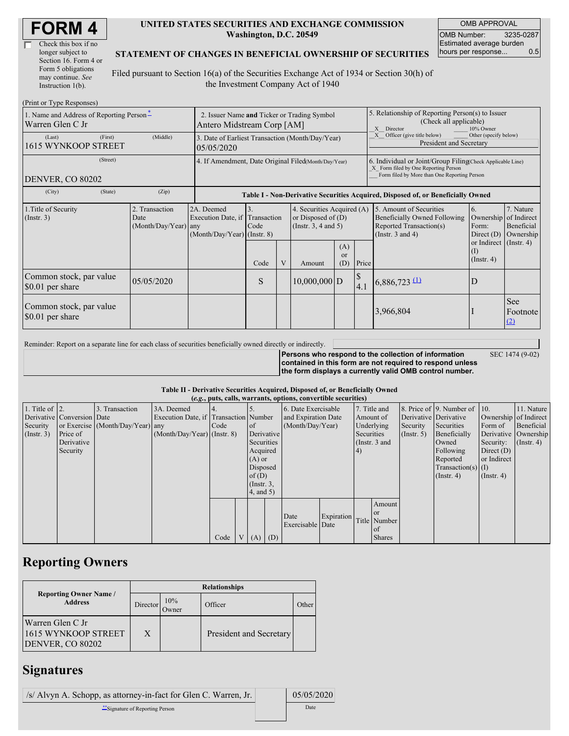# FORM 4

☐ Check this box if no longer subject to Section 16. Form 4 or Form 5 obligations may continue. *See* Instruction 1(b).

**UNITED STATES SECURITIES AND EXCHANGE COMMISSION**
**Washington, D.C. 20549**

**STATEMENT OF CHANGES IN BENEFICIAL OWNERSHIP OF SECURITIES**

Filed pursuant to Section 16(a) of the Securities Exchange Act of 1934 or Section 30(h) of the Investment Company Act of 1940

| OMB APPROVAL | |
|---|---|
| OMB Number: | 3235-0287 |
| Estimated average burden hours per response... | 0.5 |

(Print or Type Responses)

| 1. Name and Address of Reporting Person * | 2. Issuer Name and Ticker or Trading Symbol | 5. Relationship of Reporting Person(s) to Issuer (Check all applicable) |
|---|---|---|
| Warren Glen C Jr | Antero Midstream Corp [AM] | _X_ Director ___ 10% Owner |
| (Last) (First) (Middle) 1615 WYNKOOP STREET | 3. Date of Earliest Transaction (Month/Day/Year) 05/05/2020 | _X_ Officer (give title below) ___ Other (specify below) President and Secretary |
| (Street) DENVER, CO 80202 | 4. If Amendment, Date Original Filed (Month/Day/Year) | 6. Individual or Joint/Group Filing (Check Applicable Line) _X_ Form filed by One Reporting Person ___ Form filed by More than One Reporting Person |
| (City) (State) (Zip) | | |

**Table I - Non-Derivative Securities Acquired, Disposed of, or Beneficially Owned**

| 1.Title of Security (Instr. 3) | 2. Transaction Date (Month/Day/Year) | 2A. Deemed Execution Date, if any (Month/Day/Year) | 3. Transaction Code (Instr. 8) Code | V | 4. Securities Acquired (A) or Disposed of (D) (Instr. 3, 4 and 5) Amount | (A) or (D) | Price | 5. Amount of Securities Beneficially Owned Following Reported Transaction(s) (Instr. 3 and 4) | 6. Ownership Form: Direct (D) or Indirect (I) (Instr. 4) | 7. Nature of Indirect Beneficial Ownership (Instr. 4) |
|---|---|---|---|---|---|---|---|---|---|---|
| Common stock, par value $0.01 per share | 05/05/2020 | | S | | 10,000,000 | D | $ 4.1 | 6,886,723 (1) | D | |
| Common stock, par value $0.01 per share | | | | | | | | 3,966,804 | I | See Footnote (2) |

Reminder: Report on a separate line for each class of securities beneficially owned directly or indirectly.

**Persons who respond to the collection of information contained in this form are not required to respond unless the form displays a currently valid OMB control number.** SEC 1474 (9-02)

**Table II - Derivative Securities Acquired, Disposed of, or Beneficially Owned**
**(*e.g.*, puts, calls, warrants, options, convertible securities)**

| 1. Title of Derivative Security (Instr. 3) | 2. Conversion or Exercise Price of Derivative Security | 3. Transaction Date (Month/Day/Year) | 3A. Deemed Execution Date, if any (Month/Day/Year) | 4. Transaction Code (Instr. 8) Code | V | 5. Number of Derivative Securities Acquired (A) or Disposed of (D) (Instr. 3, 4, and 5) (A) | (D) | 6. Date Exercisable and Expiration Date (Month/Day/Year) Date Exercisable | Expiration Date | 7. Title and Amount of Underlying Securities (Instr. 3 and 4) Title | Amount or Number of Shares | 8. Price of Derivative Security (Instr. 5) | 9. Number of Derivative Securities Beneficially Owned Following Reported Transaction(s) (Instr. 4) | 10. Ownership Form of Derivative Security: Direct (D) or Indirect (I) (Instr. 4) | 11. Nature of Indirect Beneficial Ownership (Instr. 4) |
|---|---|---|---|---|---|---|---|---|---|---|---|---|---|---|---|

## Reporting Owners

| Reporting Owner Name / Address | Director | 10% Owner | Officer | Other |
|---|---|---|---|---|
| Warren Glen C Jr 1615 WYNKOOP STREET DENVER, CO 80202 | X | | President and Secretary | |

## Signatures

| /s/ Alvyn A. Schopp, as attorney-in-fact for Glen C. Warren, Jr. | 05/05/2020 |
|---|---|
| ** Signature of Reporting Person | Date |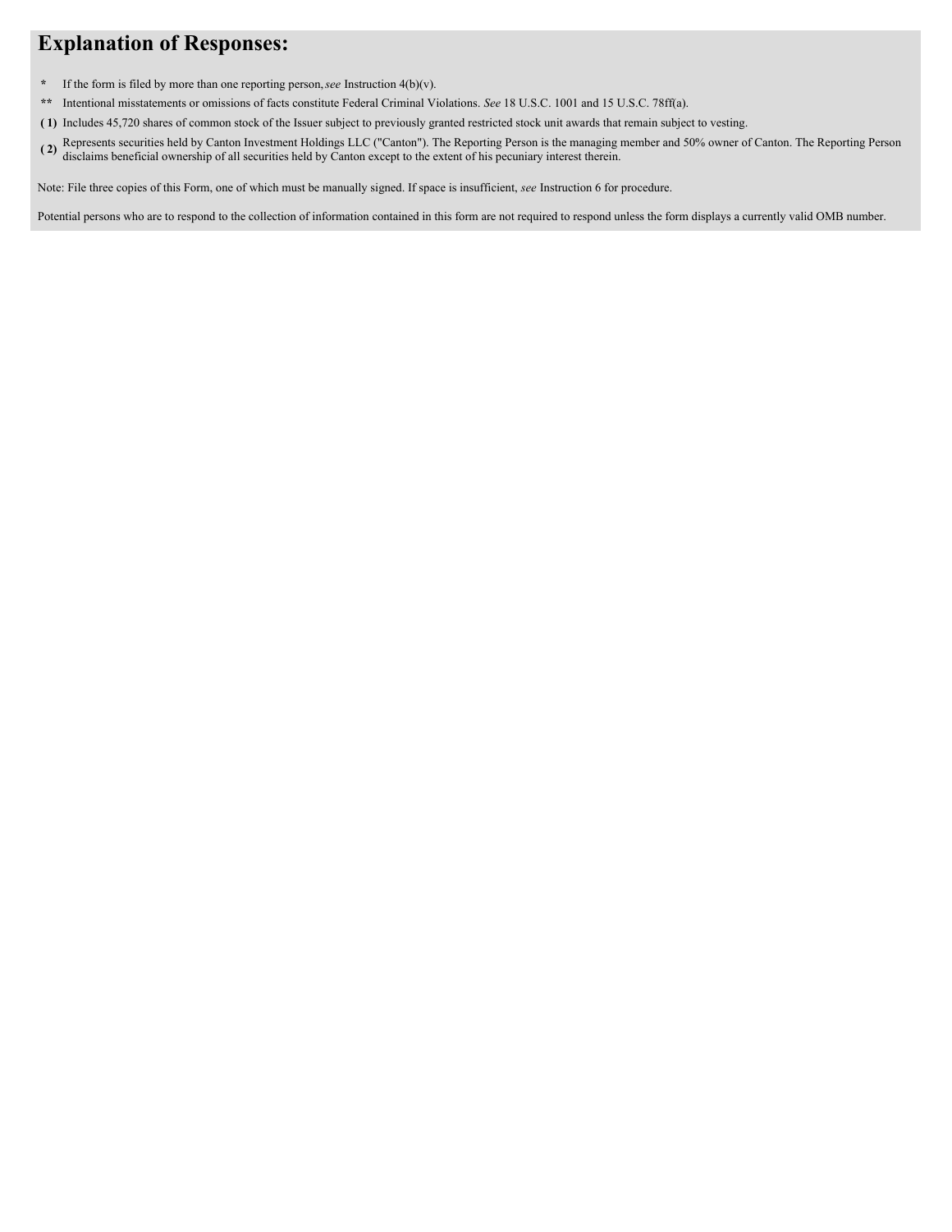# Explanation of Responses:

\* If the form is filed by more than one reporting person, *see* Instruction 4(b)(v).

\*\* Intentional misstatements or omissions of facts constitute Federal Criminal Violations. *See* 18 U.S.C. 1001 and 15 U.S.C. 78ff(a).

**( 1)** Includes 45,720 shares of common stock of the Issuer subject to previously granted restricted stock unit awards that remain subject to vesting.

**( 2)** Represents securities held by Canton Investment Holdings LLC ("Canton"). The Reporting Person is the managing member and 50% owner of Canton. The Reporting Person disclaims beneficial ownership of all securities held by Canton except to the extent of his pecuniary interest therein.

Note: File three copies of this Form, one of which must be manually signed. If space is insufficient, *see* Instruction 6 for procedure.

Potential persons who are to respond to the collection of information contained in this form are not required to respond unless the form displays a currently valid OMB number.